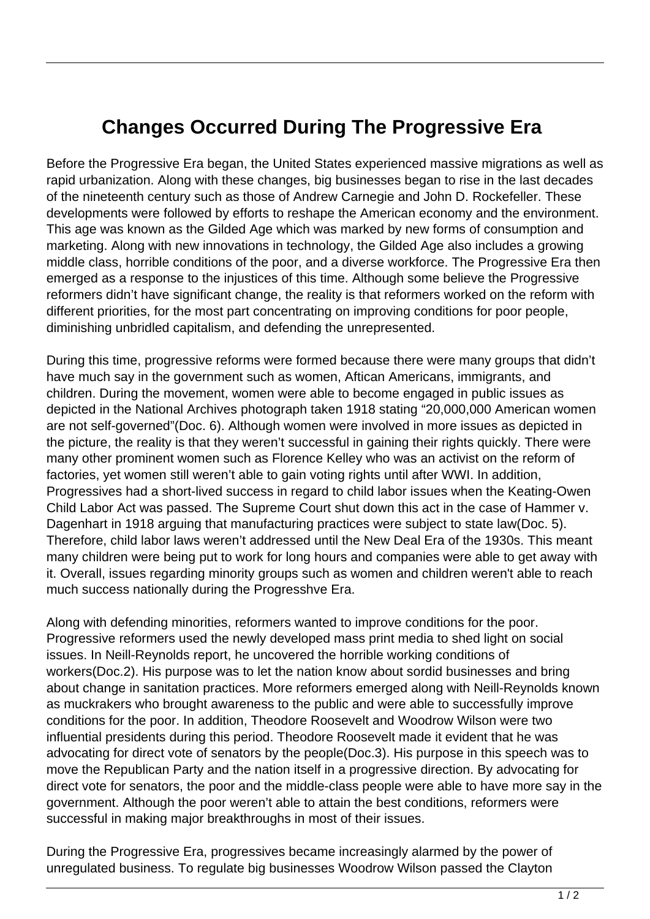# Changes Occurred During The Progressive Era

Before the Progressive Era began, the United States experienced massive migrations as well as rapid urbanization. Along with these changes, big businesses began to rise in the last decades of the nineteenth century such as those of Andrew Carnegie and John D. Rockefeller. These developments were followed by efforts to reshape the American economy and the environment. This age was known as the Gilded Age which was marked by new forms of consumption and marketing. Along with new innovations in technology, the Gilded Age also includes a growing middle class, horrible conditions of the poor, and a diverse workforce. The Progressive Era then emerged as a response to the injustices of this time. Although some believe the Progressive reformers didn't have significant change, the reality is that reformers worked on the reform with different priorities, for the most part concentrating on improving conditions for poor people, diminishing unbridled capitalism, and defending the unrepresented.

During this time, progressive reforms were formed because there were many groups that didn't have much say in the government such as women, Aftican Americans, immigrants, and children. During the movement, women were able to become engaged in public issues as depicted in the National Archives photograph taken 1918 stating "20,000,000 American women are not self-governed"(Doc. 6). Although women were involved in more issues as depicted in the picture, the reality is that they weren't successful in gaining their rights quickly. There were many other prominent women such as Florence Kelley who was an activist on the reform of factories, yet women still weren't able to gain voting rights until after WWI. In addition, Progressives had a short-lived success in regard to child labor issues when the Keating-Owen Child Labor Act was passed. The Supreme Court shut down this act in the case of Hammer v. Dagenhart in 1918 arguing that manufacturing practices were subject to state law(Doc. 5). Therefore, child labor laws weren't addressed until the New Deal Era of the 1930s. This meant many children were being put to work for long hours and companies were able to get away with it. Overall, issues regarding minority groups such as women and children weren't able to reach much success nationally during the Progresshve Era.

Along with defending minorities, reformers wanted to improve conditions for the poor. Progressive reformers used the newly developed mass print media to shed light on social issues. In Neill-Reynolds report, he uncovered the horrible working conditions of workers(Doc.2). His purpose was to let the nation know about sordid businesses and bring about change in sanitation practices. More reformers emerged along with Neill-Reynolds known as muckrakers who brought awareness to the public and were able to successfully improve conditions for the poor. In addition, Theodore Roosevelt and Woodrow Wilson were two influential presidents during this period. Theodore Roosevelt made it evident that he was advocating for direct vote of senators by the people(Doc.3). His purpose in this speech was to move the Republican Party and the nation itself in a progressive direction. By advocating for direct vote for senators, the poor and the middle-class people were able to have more say in the government. Although the poor weren't able to attain the best conditions, reformers were successful in making major breakthroughs in most of their issues.

During the Progressive Era, progressives became increasingly alarmed by the power of unregulated business. To regulate big businesses Woodrow Wilson passed the Clayton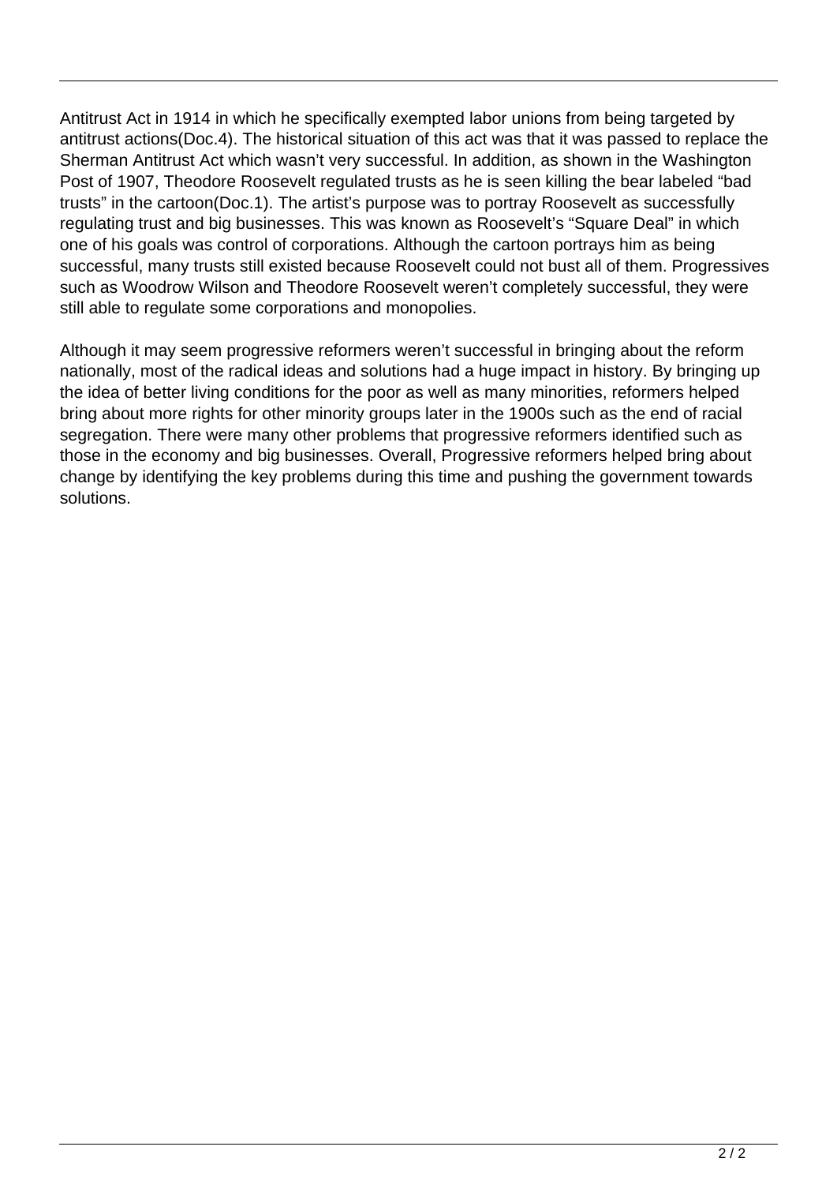Antitrust Act in 1914 in which he specifically exempted labor unions from being targeted by antitrust actions(Doc.4). The historical situation of this act was that it was passed to replace the Sherman Antitrust Act which wasn't very successful. In addition, as shown in the Washington Post of 1907, Theodore Roosevelt regulated trusts as he is seen killing the bear labeled "bad trusts" in the cartoon(Doc.1). The artist's purpose was to portray Roosevelt as successfully regulating trust and big businesses. This was known as Roosevelt's "Square Deal" in which one of his goals was control of corporations. Although the cartoon portrays him as being successful, many trusts still existed because Roosevelt could not bust all of them. Progressives such as Woodrow Wilson and Theodore Roosevelt weren't completely successful, they were still able to regulate some corporations and monopolies.

Although it may seem progressive reformers weren't successful in bringing about the reform nationally, most of the radical ideas and solutions had a huge impact in history. By bringing up the idea of better living conditions for the poor as well as many minorities, reformers helped bring about more rights for other minority groups later in the 1900s such as the end of racial segregation. There were many other problems that progressive reformers identified such as those in the economy and big businesses. Overall, Progressive reformers helped bring about change by identifying the key problems during this time and pushing the government towards solutions.